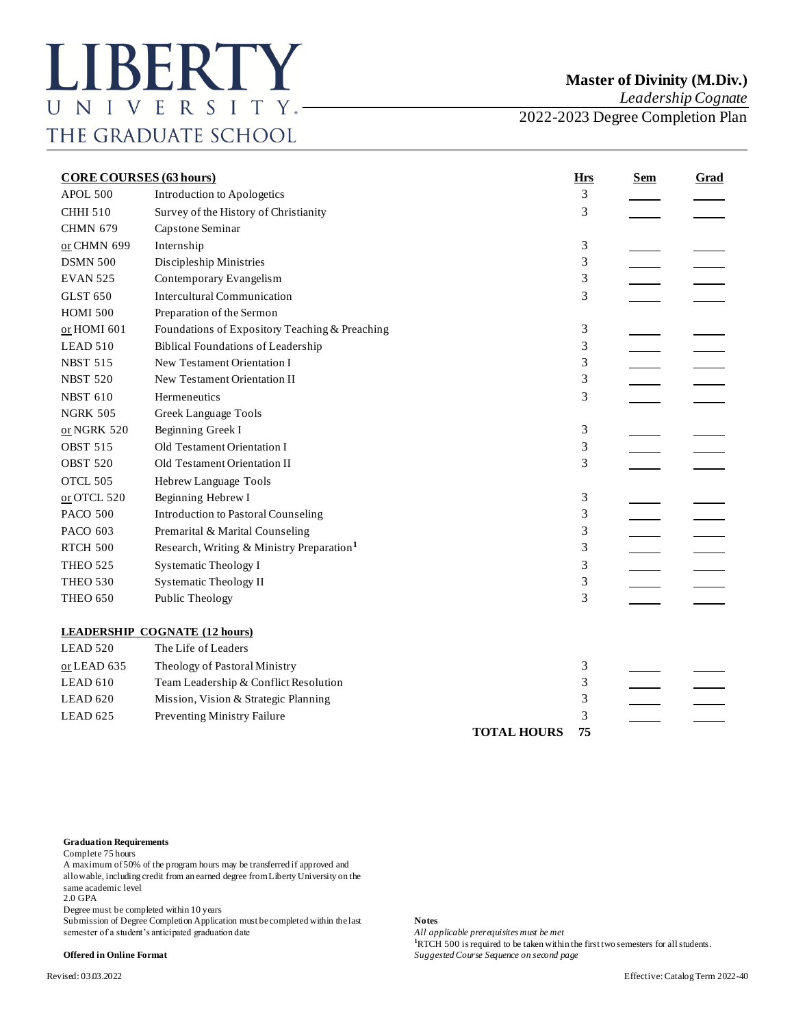# LIBERTY UNIVERSITY
THE GRADUATE SCHOOL

## Master of Divinity (M.Div.)
*Leadership Cognate*
2022-2023 Degree Completion Plan

| **CORE COURSES (63 hours)** | | **Hrs** | **Sem** | **Grad** |
|---|---|---|---|---|
| APOL 500 | Introduction to Apologetics | 3 | | |
| CHHI 510 | Survey of the History of Christianity | 3 | | |
| CHMN 679 | Capstone Seminar | | | |
| or CHMN 699 | Internship | 3 | | |
| DSMN 500 | Discipleship Ministries | 3 | | |
| EVAN 525 | Contemporary Evangelism | 3 | | |
| GLST 650 | Intercultural Communication | 3 | | |
| HOMI 500 | Preparation of the Sermon | | | |
| or HOMI 601 | Foundations of Expository Teaching & Preaching | 3 | | |
| LEAD 510 | Biblical Foundations of Leadership | 3 | | |
| NBST 515 | New Testament Orientation I | 3 | | |
| NBST 520 | New Testament Orientation II | 3 | | |
| NBST 610 | Hermeneutics | 3 | | |
| NGRK 505 | Greek Language Tools | | | |
| or NGRK 520 | Beginning Greek I | 3 | | |
| OBST 515 | Old Testament Orientation I | 3 | | |
| OBST 520 | Old Testament Orientation II | 3 | | |
| OTCL 505 | Hebrew Language Tools | | | |
| or OTCL 520 | Beginning Hebrew I | 3 | | |
| PACO 500 | Introduction to Pastoral Counseling | 3 | | |
| PACO 603 | Premarital & Marital Counseling | 3 | | |
| RTCH 500 | Research, Writing & Ministry Preparation[1] | 3 | | |
| THEO 525 | Systematic Theology I | 3 | | |
| THEO 530 | Systematic Theology II | 3 | | |
| THEO 650 | Public Theology | 3 | | |
| **LEADERSHIP COGNATE (12 hours)** | | | | |
| LEAD 520 | The Life of Leaders | | | |
| or LEAD 635 | Theology of Pastoral Ministry | 3 | | |
| LEAD 610 | Team Leadership & Conflict Resolution | 3 | | |
| LEAD 620 | Mission, Vision & Strategic Planning | 3 | | |
| LEAD 625 | Preventing Ministry Failure | 3 | | |
| | **TOTAL HOURS** | **75** | | |

**Graduation Requirements**
Complete 75 hours
A maximum of 50% of the program hours may be transferred if approved and allowable, including credit from an earned degree from Liberty University on the same academic level
2.0 GPA
Degree must be completed within 10 years
Submission of Degree Completion Application must be completed within the last semester of a student's anticipated graduation date

**Offered in Online Format**

**Notes**
*All applicable prerequisites must be met*
[1]RTCH 500 is required to be taken within the first two semesters for all students.
*Suggested Course Sequence on second page*

Revised: 03.03.2022

Effective: Catalog Term 2022-40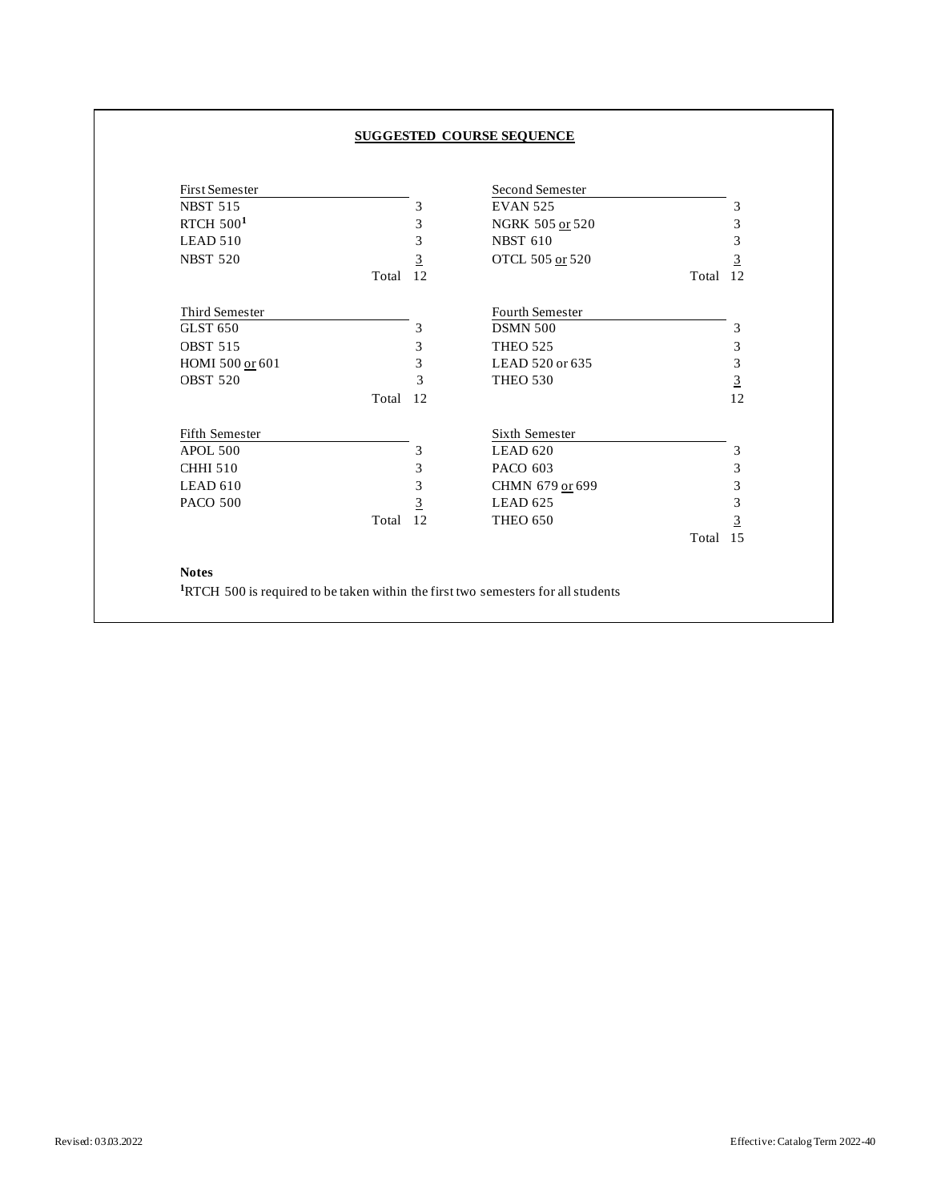## SUGGESTED COURSE SEQUENCE

| First Semester | | Second Semester | |
|---|---|---|---|
| NBST 515 | 3 | EVAN 525 | 3 |
| RTCH 500[1] | 3 | NGRK 505 or 520 | 3 |
| LEAD 510 | 3 | NBST 610 | 3 |
| NBST 520 | 3 | OTCL 505 or 520 | 3 |
| Total | 12 | Total | 12 |

| Third Semester | | Fourth Semester | |
|---|---|---|---|
| GLST 650 | 3 | DSMN 500 | 3 |
| OBST 515 | 3 | THEO 525 | 3 |
| HOMI 500 or 601 | 3 | LEAD 520 or 635 | 3 |
| OBST 520 | 3 | THEO 530 | 3 |
| Total | 12 | | 12 |

| Fifth Semester | | Sixth Semester | |
|---|---|---|---|
| APOL 500 | 3 | LEAD 620 | 3 |
| CHHI 510 | 3 | PACO 603 | 3 |
| LEAD 610 | 3 | CHMN 679 or 699 | 3 |
| PACO 500 | 3 | LEAD 625 | 3 |
| Total | 12 | THEO 650 | 3 |
| | | Total | 15 |

**Notes**

[1]RTCH 500 is required to be taken within the first two semesters for all students

Revised: 03.03.2022

Effective: Catalog Term 2022-40